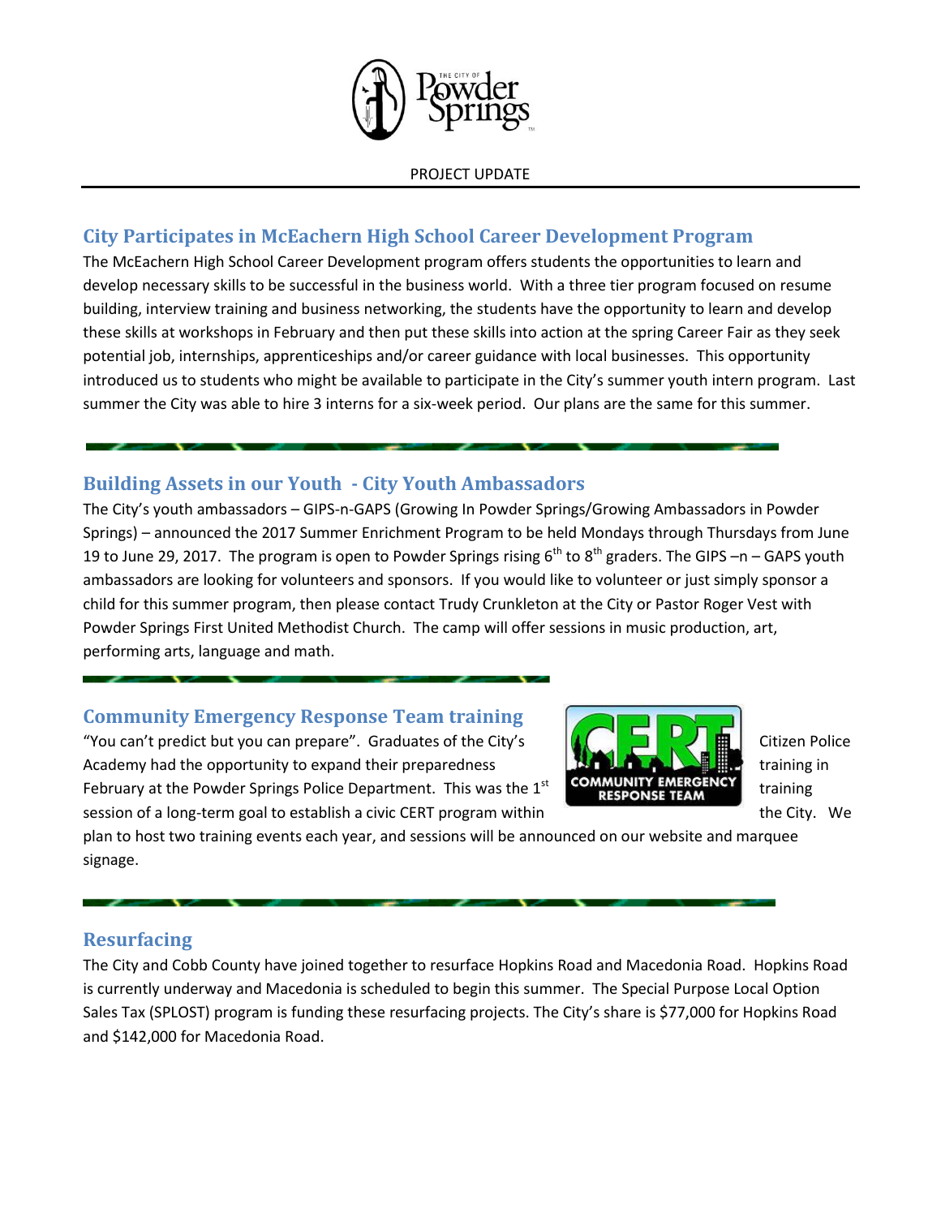PROJECT UPDATE

## City Participates in McEachern High School Career Development Program

The McEachern High School Career Development program offers students the opportunities to learn and develop necessary skills to be successful in the business world. With a three tier program focused on resume building, interview training and business networking, the students have the opportunity to learn and develop these skills at workshops in February and then put these skills into action at the spring Career Fair as they seek potential job, internships, apprenticeships and/or career guidance with local businesses. This opportunity introduced us to students who might be available to participate in the City's summer youth intern program. Last summer the City was able to hire 3 interns for a six-week period. Our plans are the same for this summer.

## Building Assets in our Youth - City Youth Ambassadors

The City's youth ambassadors – GIPS-n-GAPS (Growing In Powder Springs/Growing Ambassadors in Powder Springs) – announced the 2017 Summer Enrichment Program to be held Mondays through Thursdays from June 19 to June 29, 2017. The program is open to Powder Springs rising 6th to 8th graders. The GIPS –n – GAPS youth ambassadors are looking for volunteers and sponsors. If you would like to volunteer or just simply sponsor a child for this summer program, then please contact Trudy Crunkleton at the City or Pastor Roger Vest with Powder Springs First United Methodist Church. The camp will offer sessions in music production, art, performing arts, language and math.

## Community Emergency Response Team training

"You can't predict but you can prepare". Graduates of the City's Citizen Police Academy had the opportunity to expand their preparedness training in February at the Powder Springs Police Department. This was the 1st training session of a long-term goal to establish a civic CERT program within the City. We plan to host two training events each year, and sessions will be announced on our website and marquee signage.

## Resurfacing

The City and Cobb County have joined together to resurface Hopkins Road and Macedonia Road. Hopkins Road is currently underway and Macedonia is scheduled to begin this summer. The Special Purpose Local Option Sales Tax (SPLOST) program is funding these resurfacing projects. The City's share is $77,000 for Hopkins Road and $142,000 for Macedonia Road.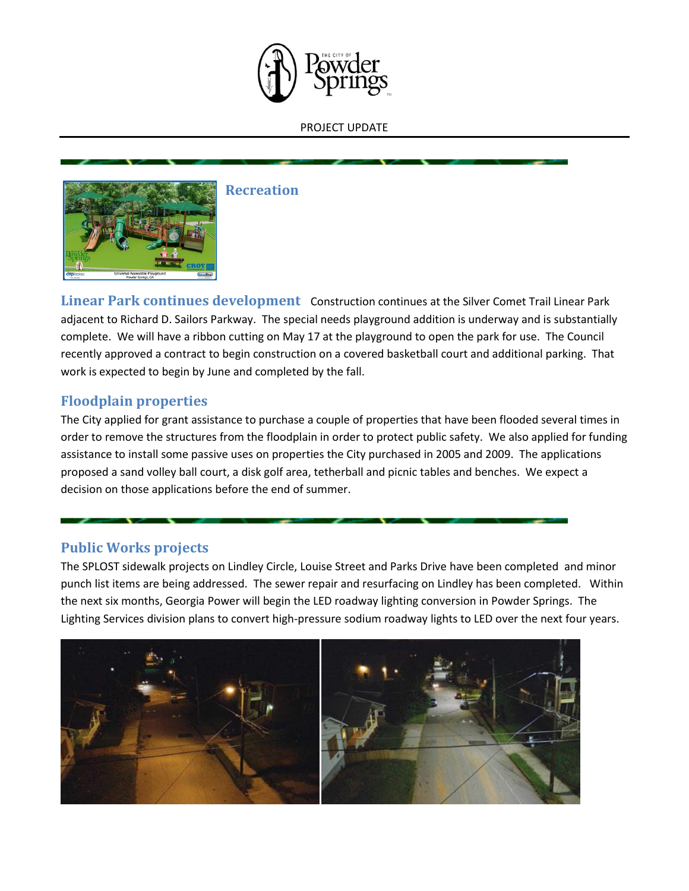PROJECT UPDATE

## Recreation

**Linear Park continues development** Construction continues at the Silver Comet Trail Linear Park adjacent to Richard D. Sailors Parkway. The special needs playground addition is underway and is substantially complete. We will have a ribbon cutting on May 17 at the playground to open the park for use. The Council recently approved a contract to begin construction on a covered basketball court and additional parking. That work is expected to begin by June and completed by the fall.

### Floodplain properties

The City applied for grant assistance to purchase a couple of properties that have been flooded several times in order to remove the structures from the floodplain in order to protect public safety. We also applied for funding assistance to install some passive uses on properties the City purchased in 2005 and 2009. The applications proposed a sand volley ball court, a disk golf area, tetherball and picnic tables and benches. We expect a decision on those applications before the end of summer.

## Public Works projects

The SPLOST sidewalk projects on Lindley Circle, Louise Street and Parks Drive have been completed and minor punch list items are being addressed. The sewer repair and resurfacing on Lindley has been completed. Within the next six months, Georgia Power will begin the LED roadway lighting conversion in Powder Springs. The Lighting Services division plans to convert high-pressure sodium roadway lights to LED over the next four years.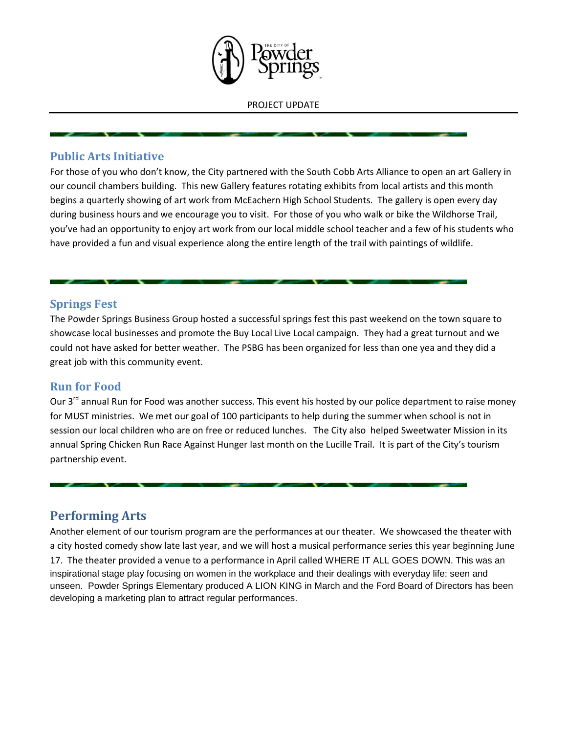PROJECT UPDATE

## Public Arts Initiative

For those of you who don't know, the City partnered with the South Cobb Arts Alliance to open an art Gallery in our council chambers building. This new Gallery features rotating exhibits from local artists and this month begins a quarterly showing of art work from McEachern High School Students. The gallery is open every day during business hours and we encourage you to visit. For those of you who walk or bike the Wildhorse Trail, you've had an opportunity to enjoy art work from our local middle school teacher and a few of his students who have provided a fun and visual experience along the entire length of the trail with paintings of wildlife.

## Springs Fest

The Powder Springs Business Group hosted a successful springs fest this past weekend on the town square to showcase local businesses and promote the Buy Local Live Local campaign. They had a great turnout and we could not have asked for better weather. The PSBG has been organized for less than one yea and they did a great job with this community event.

## Run for Food

Our 3rd annual Run for Food was another success. This event his hosted by our police department to raise money for MUST ministries. We met our goal of 100 participants to help during the summer when school is not in session our local children who are on free or reduced lunches. The City also helped Sweetwater Mission in its annual Spring Chicken Run Race Against Hunger last month on the Lucille Trail. It is part of the City's tourism partnership event.

## Performing Arts

Another element of our tourism program are the performances at our theater. We showcased the theater with a city hosted comedy show late last year, and we will host a musical performance series this year beginning June 17. The theater provided a venue to a performance in April called WHERE IT ALL GOES DOWN. This was an inspirational stage play focusing on women in the workplace and their dealings with everyday life; seen and unseen. Powder Springs Elementary produced A LION KING in March and the Ford Board of Directors has been developing a marketing plan to attract regular performances.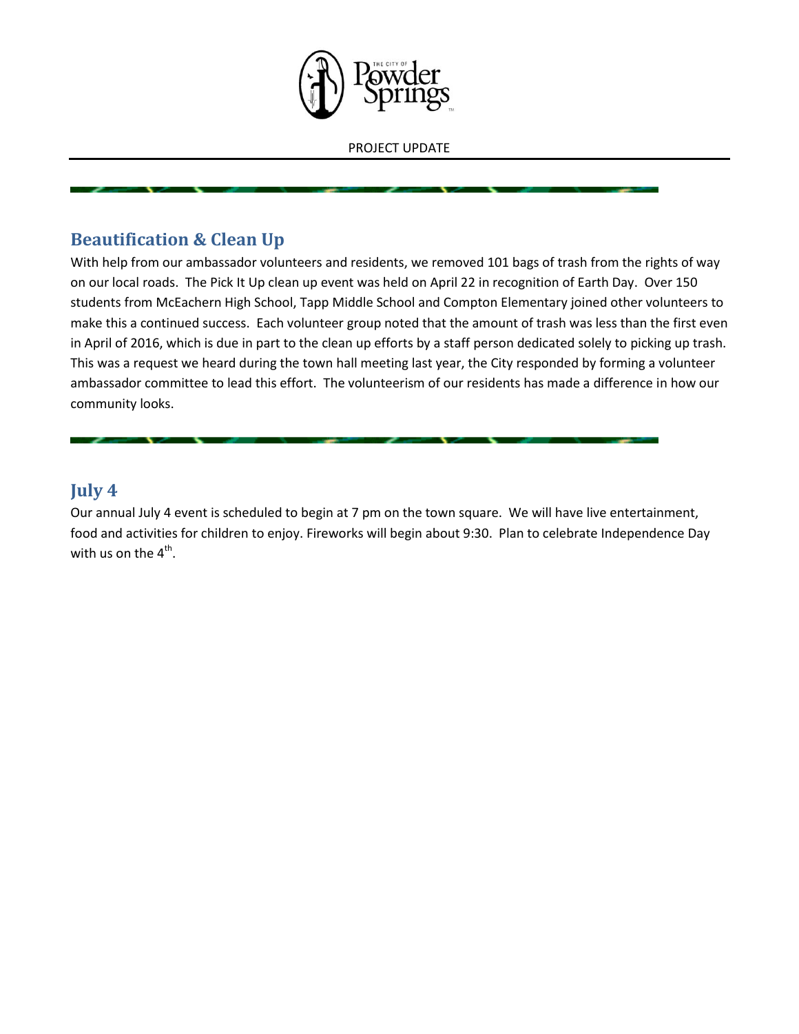PROJECT UPDATE

## Beautification & Clean Up

With help from our ambassador volunteers and residents, we removed 101 bags of trash from the rights of way on our local roads. The Pick It Up clean up event was held on April 22 in recognition of Earth Day. Over 150 students from McEachern High School, Tapp Middle School and Compton Elementary joined other volunteers to make this a continued success. Each volunteer group noted that the amount of trash was less than the first even in April of 2016, which is due in part to the clean up efforts by a staff person dedicated solely to picking up trash. This was a request we heard during the town hall meeting last year, the City responded by forming a volunteer ambassador committee to lead this effort. The volunteerism of our residents has made a difference in how our community looks.

## July 4

Our annual July 4 event is scheduled to begin at 7 pm on the town square. We will have live entertainment, food and activities for children to enjoy. Fireworks will begin about 9:30. Plan to celebrate Independence Day with us on the 4th.